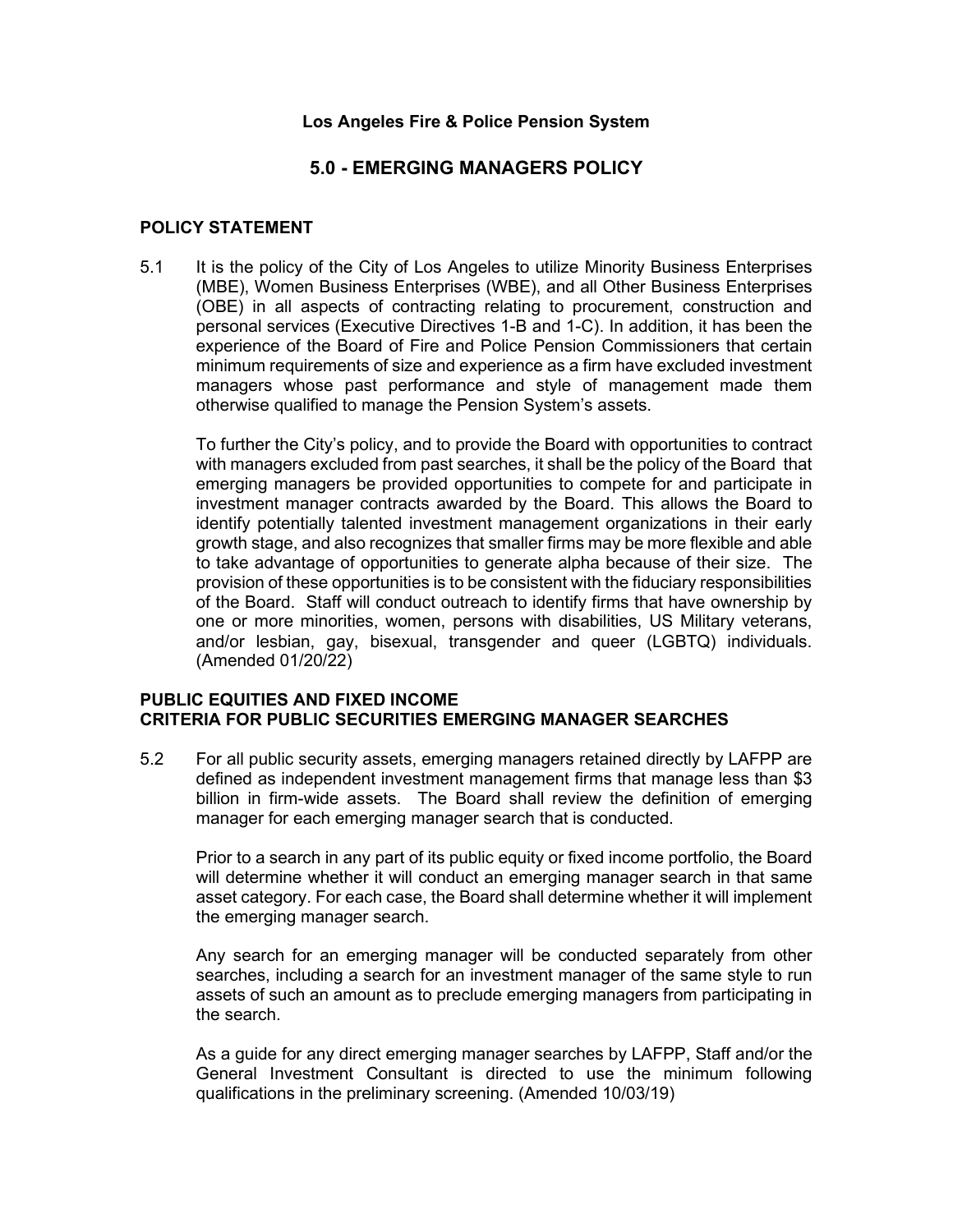**Los Angeles Fire & Police Pension System**

# 5.0 - EMERGING MANAGERS POLICY

## POLICY STATEMENT

5.1 It is the policy of the City of Los Angeles to utilize Minority Business Enterprises (MBE), Women Business Enterprises (WBE), and all Other Business Enterprises (OBE) in all aspects of contracting relating to procurement, construction and personal services (Executive Directives 1-B and 1-C). In addition, it has been the experience of the Board of Fire and Police Pension Commissioners that certain minimum requirements of size and experience as a firm have excluded investment managers whose past performance and style of management made them otherwise qualified to manage the Pension System's assets.

To further the City's policy, and to provide the Board with opportunities to contract with managers excluded from past searches, it shall be the policy of the Board that emerging managers be provided opportunities to compete for and participate in investment manager contracts awarded by the Board. This allows the Board to identify potentially talented investment management organizations in their early growth stage, and also recognizes that smaller firms may be more flexible and able to take advantage of opportunities to generate alpha because of their size. The provision of these opportunities is to be consistent with the fiduciary responsibilities of the Board. Staff will conduct outreach to identify firms that have ownership by one or more minorities, women, persons with disabilities, US Military veterans, and/or lesbian, gay, bisexual, transgender and queer (LGBTQ) individuals. (Amended 01/20/22)

## PUBLIC EQUITIES AND FIXED INCOME
## CRITERIA FOR PUBLIC SECURITIES EMERGING MANAGER SEARCHES

5.2 For all public security assets, emerging managers retained directly by LAFPP are defined as independent investment management firms that manage less than $3 billion in firm-wide assets. The Board shall review the definition of emerging manager for each emerging manager search that is conducted.

Prior to a search in any part of its public equity or fixed income portfolio, the Board will determine whether it will conduct an emerging manager search in that same asset category. For each case, the Board shall determine whether it will implement the emerging manager search.

Any search for an emerging manager will be conducted separately from other searches, including a search for an investment manager of the same style to run assets of such an amount as to preclude emerging managers from participating in the search.

As a guide for any direct emerging manager searches by LAFPP, Staff and/or the General Investment Consultant is directed to use the minimum following qualifications in the preliminary screening. (Amended 10/03/19)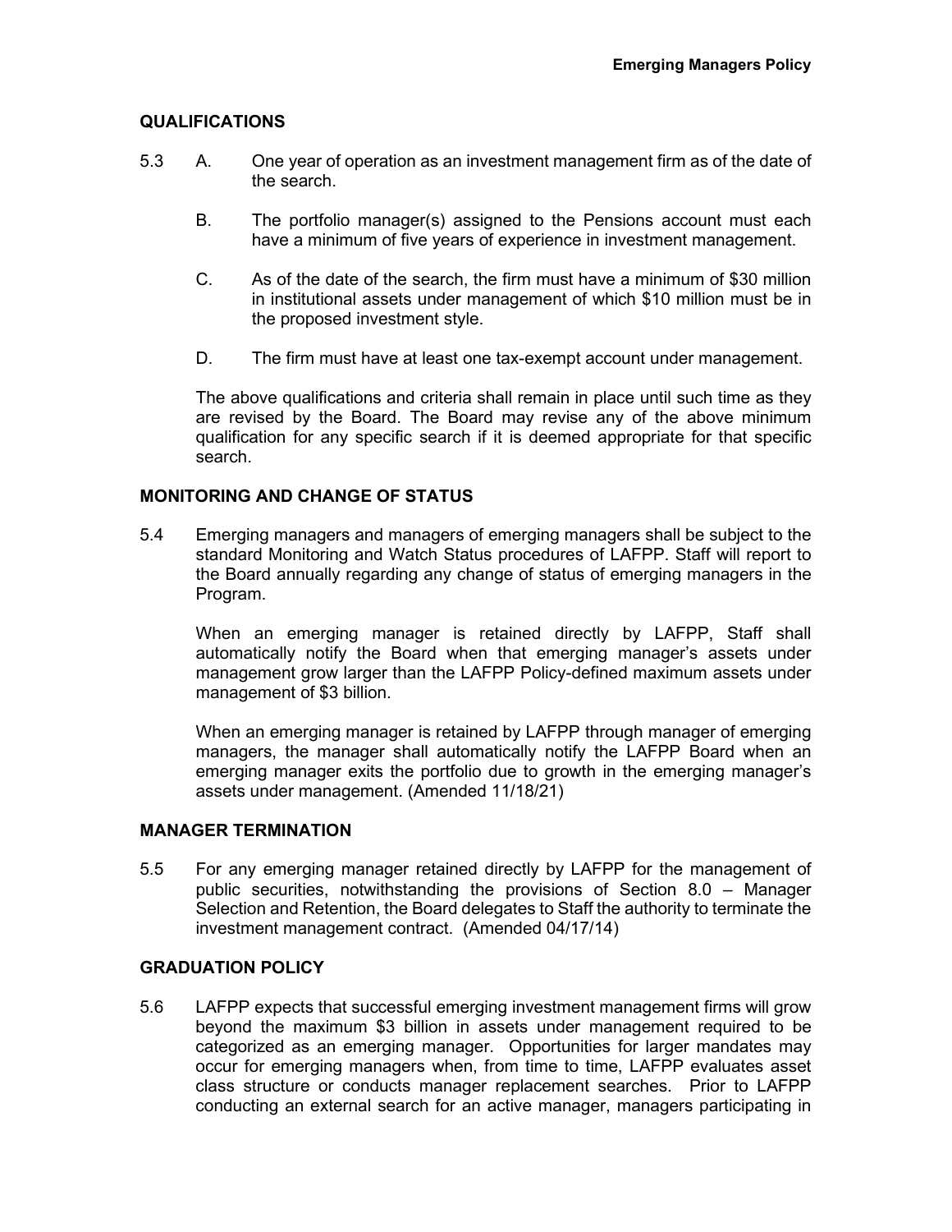## QUALIFICATIONS

5.3 A. One year of operation as an investment management firm as of the date of the search.

B. The portfolio manager(s) assigned to the Pensions account must each have a minimum of five years of experience in investment management.

C. As of the date of the search, the firm must have a minimum of $30 million in institutional assets under management of which $10 million must be in the proposed investment style.

D. The firm must have at least one tax-exempt account under management.

The above qualifications and criteria shall remain in place until such time as they are revised by the Board. The Board may revise any of the above minimum qualification for any specific search if it is deemed appropriate for that specific search.

## MONITORING AND CHANGE OF STATUS

5.4 Emerging managers and managers of emerging managers shall be subject to the standard Monitoring and Watch Status procedures of LAFPP. Staff will report to the Board annually regarding any change of status of emerging managers in the Program.

When an emerging manager is retained directly by LAFPP, Staff shall automatically notify the Board when that emerging manager's assets under management grow larger than the LAFPP Policy-defined maximum assets under management of $3 billion.

When an emerging manager is retained by LAFPP through manager of emerging managers, the manager shall automatically notify the LAFPP Board when an emerging manager exits the portfolio due to growth in the emerging manager's assets under management. (Amended 11/18/21)

## MANAGER TERMINATION

5.5 For any emerging manager retained directly by LAFPP for the management of public securities, notwithstanding the provisions of Section 8.0 – Manager Selection and Retention, the Board delegates to Staff the authority to terminate the investment management contract. (Amended 04/17/14)

## GRADUATION POLICY

5.6 LAFPP expects that successful emerging investment management firms will grow beyond the maximum $3 billion in assets under management required to be categorized as an emerging manager. Opportunities for larger mandates may occur for emerging managers when, from time to time, LAFPP evaluates asset class structure or conducts manager replacement searches. Prior to LAFPP conducting an external search for an active manager, managers participating in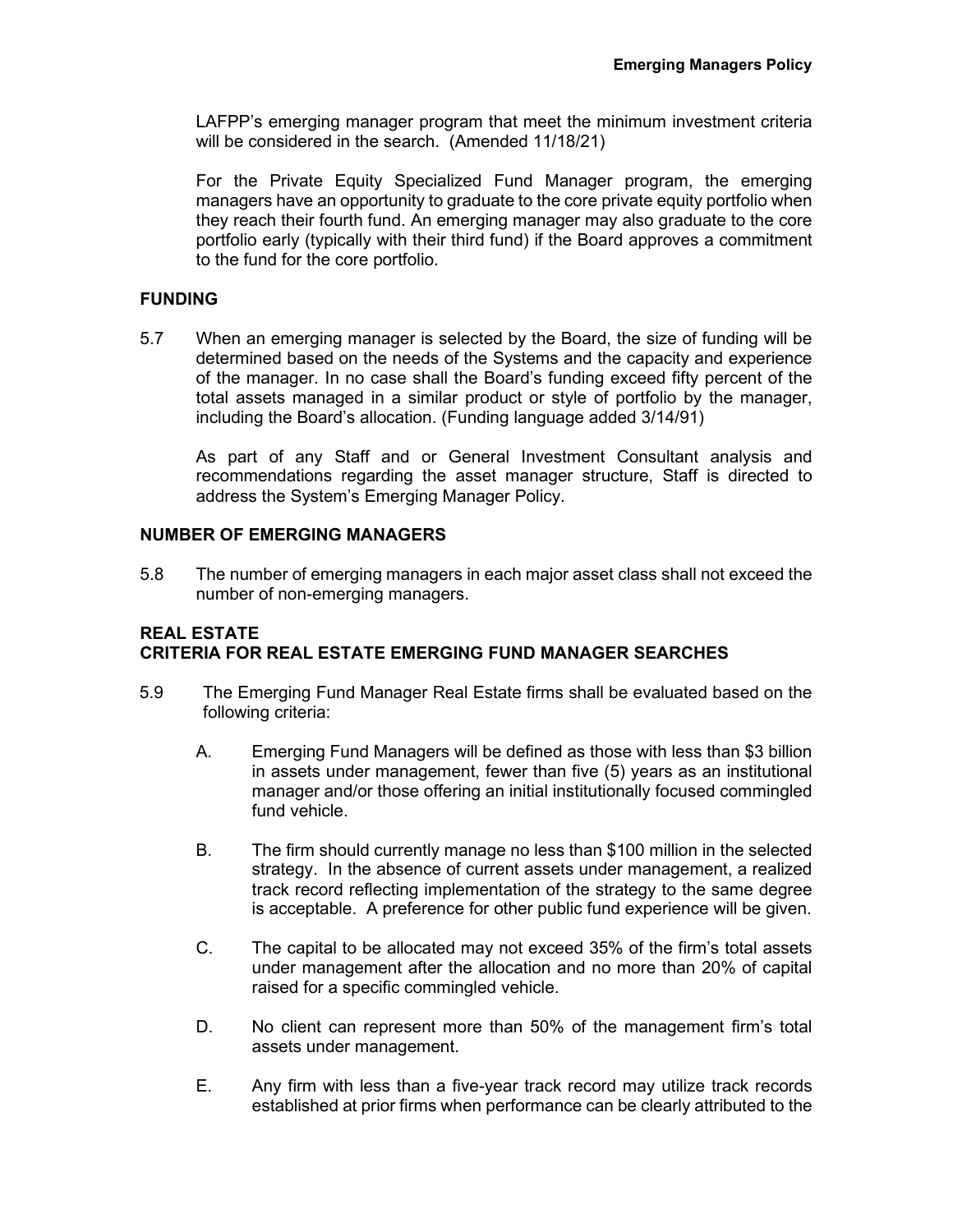LAFPP's emerging manager program that meet the minimum investment criteria will be considered in the search. (Amended 11/18/21)

For the Private Equity Specialized Fund Manager program, the emerging managers have an opportunity to graduate to the core private equity portfolio when they reach their fourth fund. An emerging manager may also graduate to the core portfolio early (typically with their third fund) if the Board approves a commitment to the fund for the core portfolio.

## FUNDING

5.7 When an emerging manager is selected by the Board, the size of funding will be determined based on the needs of the Systems and the capacity and experience of the manager. In no case shall the Board's funding exceed fifty percent of the total assets managed in a similar product or style of portfolio by the manager, including the Board's allocation. (Funding language added 3/14/91)

As part of any Staff and or General Investment Consultant analysis and recommendations regarding the asset manager structure, Staff is directed to address the System's Emerging Manager Policy.

## NUMBER OF EMERGING MANAGERS

5.8 The number of emerging managers in each major asset class shall not exceed the number of non-emerging managers.

## REAL ESTATE
## CRITERIA FOR REAL ESTATE EMERGING FUND MANAGER SEARCHES

5.9 The Emerging Fund Manager Real Estate firms shall be evaluated based on the following criteria:

A. Emerging Fund Managers will be defined as those with less than $3 billion in assets under management, fewer than five (5) years as an institutional manager and/or those offering an initial institutionally focused commingled fund vehicle.

B. The firm should currently manage no less than $100 million in the selected strategy. In the absence of current assets under management, a realized track record reflecting implementation of the strategy to the same degree is acceptable. A preference for other public fund experience will be given.

C. The capital to be allocated may not exceed 35% of the firm's total assets under management after the allocation and no more than 20% of capital raised for a specific commingled vehicle.

D. No client can represent more than 50% of the management firm's total assets under management.

E. Any firm with less than a five-year track record may utilize track records established at prior firms when performance can be clearly attributed to the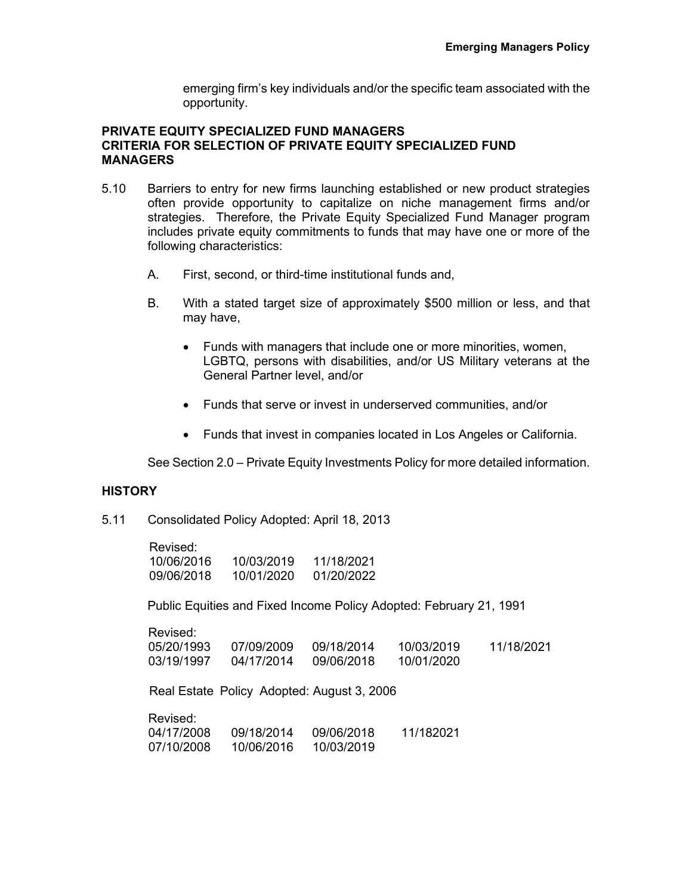emerging firm's key individuals and/or the specific team associated with the opportunity.

## PRIVATE EQUITY SPECIALIZED FUND MANAGERS
## CRITERIA FOR SELECTION OF PRIVATE EQUITY SPECIALIZED FUND MANAGERS

5.10 Barriers to entry for new firms launching established or new product strategies often provide opportunity to capitalize on niche management firms and/or strategies. Therefore, the Private Equity Specialized Fund Manager program includes private equity commitments to funds that may have one or more of the following characteristics:

A. First, second, or third-time institutional funds and,

B. With a stated target size of approximately $500 million or less, and that may have,

- Funds with managers that include one or more minorities, women, LGBTQ, persons with disabilities, and/or US Military veterans at the General Partner level, and/or
- Funds that serve or invest in underserved communities, and/or
- Funds that invest in companies located in Los Angeles or California.

See Section 2.0 – Private Equity Investments Policy for more detailed information.

## HISTORY

5.11 Consolidated Policy Adopted: April 18, 2013

Revised:

| | | |
|---|---|---|
| 10/06/2016 | 10/03/2019 | 11/18/2021 |
| 09/06/2018 | 10/01/2020 | 01/20/2022 |

Public Equities and Fixed Income Policy Adopted: February 21, 1991

Revised:

| | | | | |
|---|---|---|---|---|
| 05/20/1993 | 07/09/2009 | 09/18/2014 | 10/03/2019 | 11/18/2021 |
| 03/19/1997 | 04/17/2014 | 09/06/2018 | 10/01/2020 | |

Real Estate Policy Adopted: August 3, 2006

Revised:

| | | | |
|---|---|---|---|
| 04/17/2008 | 09/18/2014 | 09/06/2018 | 11/182021 |
| 07/10/2008 | 10/06/2016 | 10/03/2019 | |